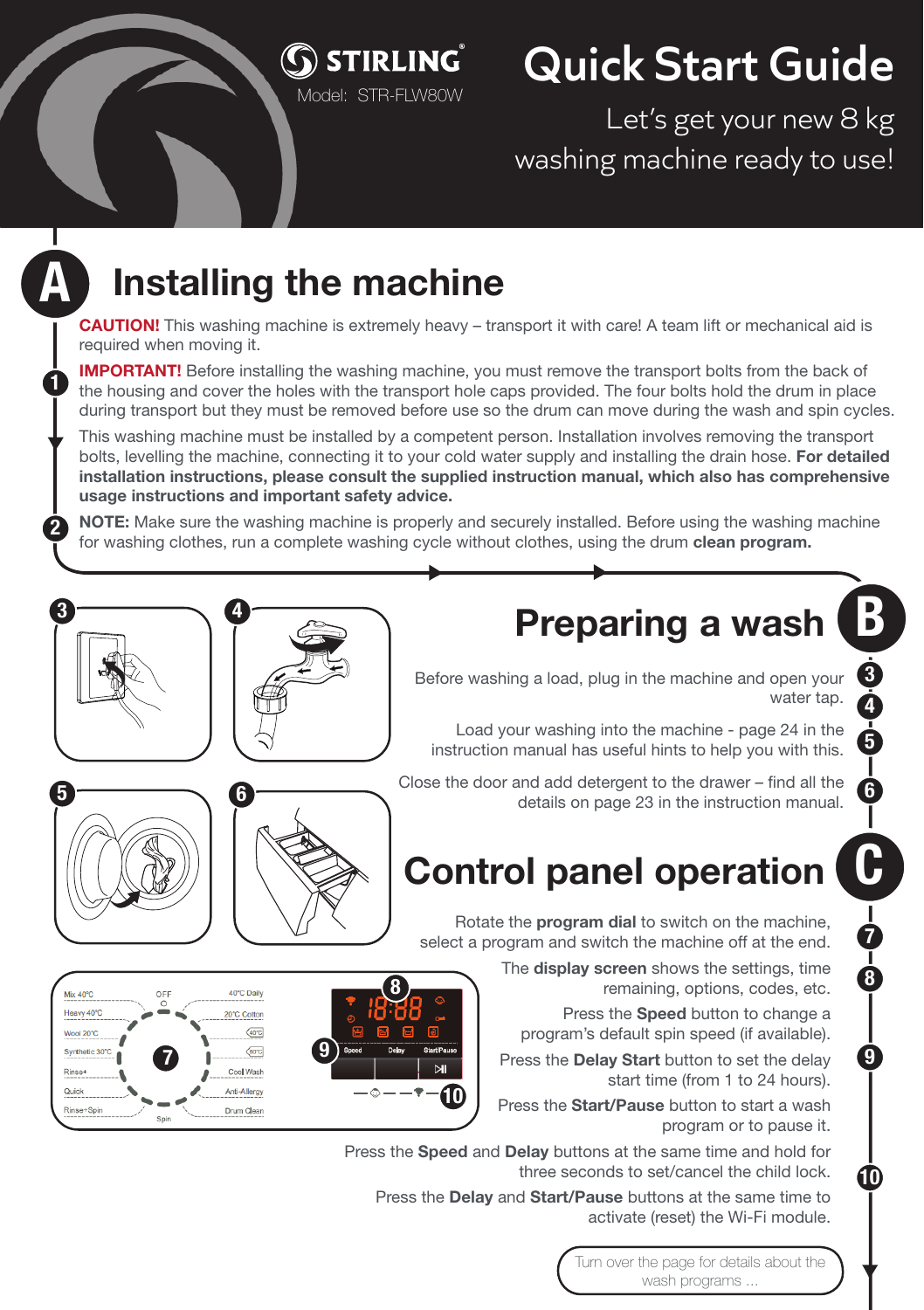STIRLING®
Model: STR-FLW80W

# Quick Start Guide

Let's get your new 8 kg washing machine ready to use!

## A Installing the machine

**CAUTION!** This washing machine is extremely heavy – transport it with care! A team lift or mechanical aid is required when moving it.

1. **IMPORTANT!** Before installing the washing machine, you must remove the transport bolts from the back of the housing and cover the holes with the transport hole caps provided. The four bolts hold the drum in place during transport but they must be removed before use so the drum can move during the wash and spin cycles.

   This washing machine must be installed by a competent person. Installation involves removing the transport bolts, levelling the machine, connecting it to your cold water supply and installing the drain hose. **For detailed installation instructions, please consult the supplied instruction manual, which also has comprehensive usage instructions and important safety advice.**

2. **NOTE:** Make sure the washing machine is properly and securely installed. Before using the washing machine for washing clothes, run a complete washing cycle without clothes, using the drum **clean program.**

## B Preparing a wash

3. / 4. Before washing a load, plug in the machine and open your water tap.

5. Load your washing into the machine - page 24 in the instruction manual has useful hints to help you with this.

6. Close the door and add detergent to the drawer – find all the details on page 23 in the instruction manual.

## C Control panel operation

7. Rotate the **program dial** to switch on the machine, select a program and switch the machine off at the end.

8. The **display screen** shows the settings, time remaining, options, codes, etc.

9. Press the **Speed** button to change a program's default spin speed (if available).

   Press the **Delay Start** button to set the delay start time (from 1 to 24 hours).

   Press the **Start/Pause** button to start a wash program or to pause it.

10. Press the **Speed** and **Delay** buttons at the same time and hold for three seconds to set/cancel the child lock.

    Press the **Delay** and **Start/Pause** buttons at the same time to activate (reset) the Wi-Fi module.

Program dial: OFF, 40°C Daily, 20°C Cotton, 40°C, 60°C, Cool Wash, Anti-Allergy, Drum Clean, Spin, Rinse+Spin, Quick, Rinse+, Synthetic 30°C, Wool 20°C, Heavy 40°C, Mix 40°C

Buttons: Speed, Delay, Start/Pause

Turn over the page for details about the wash programs ...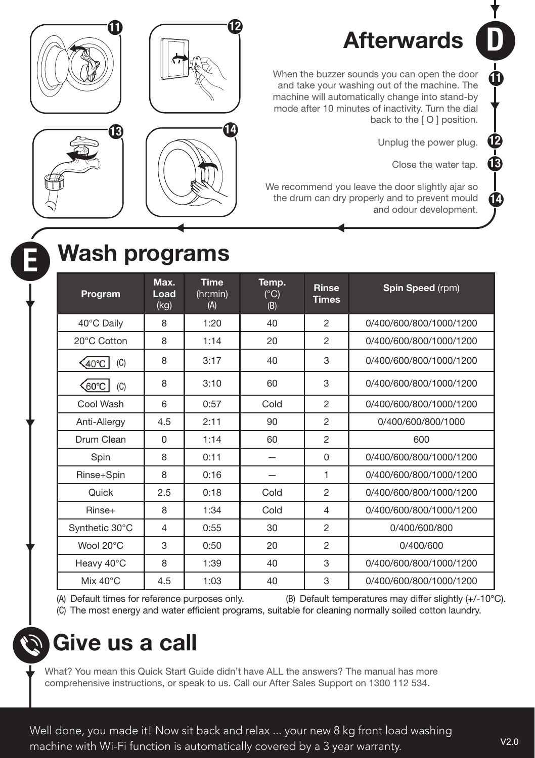## D Afterwards

11. When the buzzer sounds you can open the door and take your washing out of the machine. The machine will automatically change into stand-by mode after 10 minutes of inactivity. Turn the dial back to the [ O ] position.
12. Unplug the power plug.
13. Close the water tap.
14. We recommend you leave the door slightly ajar so the drum can dry properly and to prevent mould and odour development.

## E Wash programs

| Program | Max. Load (kg) | Time (hr:min) (A) | Temp. (°C) (B) | Rinse Times | Spin Speed (rpm) |
|---|---|---|---|---|---|
| 40°C Daily | 8 | 1:20 | 40 | 2 | 0/400/600/800/1000/1200 |
| 20°C Cotton | 8 | 1:14 | 20 | 2 | 0/400/600/800/1000/1200 |
| 40°C (C) | 8 | 3:17 | 40 | 3 | 0/400/600/800/1000/1200 |
| 60°C (C) | 8 | 3:10 | 60 | 3 | 0/400/600/800/1000/1200 |
| Cool Wash | 6 | 0:57 | Cold | 2 | 0/400/600/800/1000/1200 |
| Anti-Allergy | 4.5 | 2:11 | 90 | 2 | 0/400/600/800/1000 |
| Drum Clean | 0 | 1:14 | 60 | 2 | 600 |
| Spin | 8 | 0:11 | — | 0 | 0/400/600/800/1000/1200 |
| Rinse+Spin | 8 | 0:16 | — | 1 | 0/400/600/800/1000/1200 |
| Quick | 2.5 | 0:18 | Cold | 2 | 0/400/600/800/1000/1200 |
| Rinse+ | 8 | 1:34 | Cold | 4 | 0/400/600/800/1000/1200 |
| Synthetic 30°C | 4 | 0:55 | 30 | 2 | 0/400/600/800 |
| Wool 20°C | 3 | 0:50 | 20 | 2 | 0/400/600 |
| Heavy 40°C | 8 | 1:39 | 40 | 3 | 0/400/600/800/1000/1200 |
| Mix 40°C | 4.5 | 1:03 | 40 | 3 | 0/400/600/800/1000/1200 |

(A) Default times for reference purposes only. (B) Default temperatures may differ slightly (+/-10°C).
(C) The most energy and water efficient programs, suitable for cleaning normally soiled cotton laundry.

## Give us a call

What? You mean this Quick Start Guide didn't have ALL the answers? The manual has more comprehensive instructions, or speak to us. Call our After Sales Support on 1300 112 534.

Well done, you made it! Now sit back and relax ... your new 8 kg front load washing machine with Wi-Fi function is automatically covered by a 3 year warranty.

V2.0